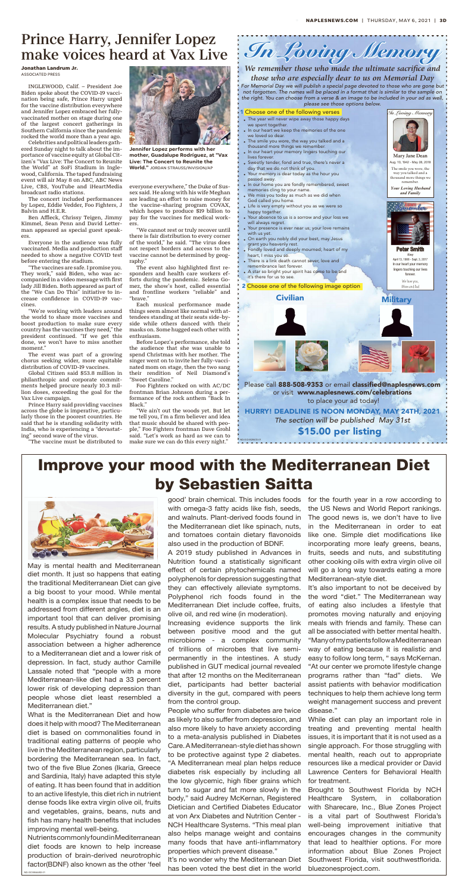# Prince Harry, Jennifer Lopez make voices heard at Vax Live

**Jonathan Landrum Jr.**
ASSOCIATED PRESS

INGLEWOOD, Calif. – President Joe Biden spoke about the COVID-19 vaccination being safe, Prince Harry urged for the vaccine distribution everywhere and Jennifer Lopez embraced her fully-vaccinated mother on stage during one of the largest concert gatherings in Southern California since the pandemic rocked the world more than a year ago.

Celebrities and political leaders gathered Sunday night to talk about the importance of vaccine equity at Global Citizen's "Vax Live: The Concert to Reunite the World" at SoFi Stadium in Inglewood, California. The taped fundraising event will air May 8 on ABC, ABC News Live, CBS, YouTube and iHeartMedia broadcast radio stations.

The concert included performances by Lopez, Eddie Vedder, Foo Fighters, J Balvin and H.E.R.

Ben Affleck, Chrissy Teigen, Jimmy Kimmel, Sean Penn and David Letterman appeared as special guest speakers.

Everyone in the audience was fully vaccinated. Media and production staff needed to show a negative COVID test before entering the stadium.

"The vaccines are safe. I promise you. They work," said Biden, who was accompanied in a video message with first lady Jill Biden. Both appeared as part of the "We Can Do This" initiative to increase confidence in COVID-19 vaccines.

"We're working with leaders around the world to share more vaccines and boost production to make sure every country has the vaccines they need," the president continued. "If we get this done, we won't have to miss another moment."

The event was part of a growing chorus seeking wider, more equitable distribution of COVID-19 vaccines.

Global Citizen said $53.8 million in philanthropic and corporate commitments helped procure nearly 10.3 million doses, exceeding the goal for the Vax Live campaign.

Prince Harry said providing vaccines across the globe is imperative, particularly those in the poorest countries. He said that he is standing solidarity with India, who is experiencing a "devastating" second wave of the virus.

"The vaccine must be distributed to everyone everywhere," the Duke of Sussex said. He along with his wife Meghan are leading an effort to raise money for the vaccine-sharing program COVAX, which hopes to produce $19 billion to pay for the vaccines for medical workers.

"We cannot rest or truly recover until there is fair distribution to every corner of the world," he said. "The virus does not respect borders and access to the vaccine cannot be determined by geography."

The event also highlighted first responders and health care workers efforts during the pandemic. Selena Gomez, the show's host, called essential and frontline workers "reliable" and "brave."

Each musical performance made things seem almost like normal with attendees standing at their seats side-by-side while others danced with their masks on. Some hugged each other with enthusiasm.

Before Lopez's performance, she told the audience that she was unable to spend Christmas with her mother. The singer went on to invite her fully-vaccinated mom on stage, then the two sang their rendition of Neil Diamond's "Sweet Caroline."

Foo Fighters rocked on with AC/DC frontman Brian Johnson during a performance of the rock anthem "Back In Black."

"We ain't out the woods yet. But let me tell you, I'm a firm believer and idea that music should be shared with people," Foo Fighters frontman Dave Grohl said. "Let's work as hard as we can to make sure we can do this every night."

**Jennifer Lopez performs with her mother, Guadalupe Rodriguez, at "Vax Live: The Concert to Reunite the World."** JORDAN STRAUSS/INVISION/AP

# In Loving Memory

*We remember those who made the ultimate sacrifice and those who are especially dear to us on Memorial Day*

*For Memorial Day we will publish a special page devoted to those who are gone but not forgotten. The names will be placed in a format that is similar to the sample on the right. You can choose from a verse & an image to be included in your ad as well, please see those options below.*

**1 Choose one of the following verses**

- The year will never wipe away those happy days we spent together.
- In our heart we keep the memories of the one we loved so dear.
- The smile you wore, the way you talked and a thousand more things we remember.
- In our heart your memory lingers touching our lives forever.
- Sweetly tender, fond and true, there's never a day that we do not think of you.
- Your memory is dear today as the hour you passed away.
- In our home you are fondly remembered, sweet memories cling to your name.
- We miss you today as much as we did when God called you home.
- Life is very empty without you as we were so happy together.
- Your absence to us is a sorrow and your loss we will always regret.
- Your presence is ever near us; your love remains with us yet.
- On earth you nobly did your best, may Jesus grant you heavenly rest.
- Fondly loved and deeply mourned; heart of my heart, I miss you so.
- There is a link death cannot sever, love and remembrance last forever.
- A star so bright your spirit has come to be and it's there for us to see.

**2 Choose one of the following image option**

Civilian | Military

In Loving Memory
**Mary Jane Dean**
Aug. 10, 1942 - May 08, 2018
The smile you wore, the way you talked and a thousand more things we remember.
*Your Loving Husband and Family*

**Peter Smith**
Army
April 13, 1986 - Sept. 3, 2017
In our heart your memory lingers touching our lives forever.
We love you, Mom and Dad

Please call **888-508-9353** or email **classified@naplesnews.com** or visit **www.naplesnews.com/celebrations** to place your ad today!

**HURRY! DEADLINE IS NOON MONDAY, MAY 24TH, 2021**
*The section will be published May 31st*
**$15.00 per listing**

# Improve your mood with the Mediterranean Diet by Sebastien Saitta

May is mental health and Mediterranean diet month. It just so happens that eating the traditional Mediterranean Diet can give a big boost to your mood! While mental health is a complex issue that needs to be addressed from different angles, diet is an important tool that can deliver promising results. A study published in Nature Journal Molecular Psychiatry found a robust association between a higher adherence to a Mediterranean diet and a lower risk of depression. In fact, study author Camille Lassale noted that "people with a more Mediterranean-like diet had a 33 percent lower risk of developing depression than people whose diet least resembled a Mediterranean diet."

What is the Mediterranean Diet and how does it help with mood? The Mediterranean diet is based on commonalities found in traditional eating patterns of people who live in the Mediterranean region, particularly bordering the Mediterranean sea. In fact, two of the five Blue Zones (Ikaria, Greece and Sardinia, Italy) have adapted this style of eating. It has been found that in addition to an active lifestyle, this diet rich in nutrient dense foods like extra virgin olive oil, fruits and vegetables, grains, beans, nuts and fish has many health benefits that includes improving mental well-being.

Nutrients commonly found in Mediterranean diet foods are known to help increase production of brain-derived neurotrophic factor(BDNF) also known as the other 'feel good' brain chemical. This includes foods with omega-3 fatty acids like fish, seeds, and walnuts. Plant-derived foods found in the Mediterranean diet like spinach, nuts, and tomatoes contain dietary flavonoids also used in the production of BDNF.

A 2019 study published in Advances in Nutrition found a statistically significant effect of certain phytochemicals named polyphenols for depression suggesting that they can effectively alleviate symptoms. Polyphenol rich foods found in the Mediterranean Diet include coffee, fruits, olive oil, and red wine (in moderation).

Increasing evidence supports the link between positive mood and the gut microbiome - a complex community of trillions of microbes that live semi-permanently in the intestines. A study published in GUT medical journal revealed that after 12 months on the Mediterranean diet, participants had better bacterial diversity in the gut, compared with peers from the control group.

People who suffer from diabetes are twice as likely to also suffer from depression, and also more likely to have anxiety according to a meta-analysis published in Diabetes Care. A Mediterranean-style diet has shown to be protective against type 2 diabetes. "A Mediterranean meal plan helps reduce diabetes risk especially by including all the low glycemic, high fiber grains which turn to sugar and fat more slowly in the body," said Audrey McKernan, Registered Dietician and Certified Diabetes Educator at von Arx Diabetes and Nutrition Center - NCH Healthcare Systems. "This meal plan also helps manage weight and contains many foods that have anti-inflammatory properties which prevent disease."

It's no wonder why the Mediterranean Diet has been voted the best diet in the world for the fourth year in a row according to the US News and World Report rankings. The good news is, we don't have to live in the Mediterranean in order to eat like one. Simple diet modifications like incorporating more leafy greens, beans, fruits, seeds and nuts, and substituting other cooking oils with extra virgin olive oil will go a long way towards eating a more Mediterranean-style diet.

It's also important to not be deceived by the word "diet." The Mediterranean way of eating also includes a lifestyle that promotes moving naturally and enjoying meals with friends and family. These can all be associated with better mental health. "Many of my patients follow a Mediterranean way of eating because it is realistic and easy to follow long term, " says McKernan. "At our center we promote lifestyle change programs rather than "fad" diets. We assist patients with behavior modification techniques to help them achieve long term weight management success and prevent disease."

While diet can play an important role in treating and preventing mental health issues, it is important that it is not used as a single approach. For those struggling with mental health, reach out to appropriate resources like a medical provider or David Lawrence Centers for Behavioral Health for treatment.

Brought to Southwest Florida by NCH Healthcare System, in collaboration with Sharecare, Inc., Blue Zones Project is a vital part of Southwest Florida's well-being improvement initiative that encourages changes in the community that lead to healthier options. For more information about Blue Zones Project Southwest Florida, visit southwestflorida.bluezonesproject.com.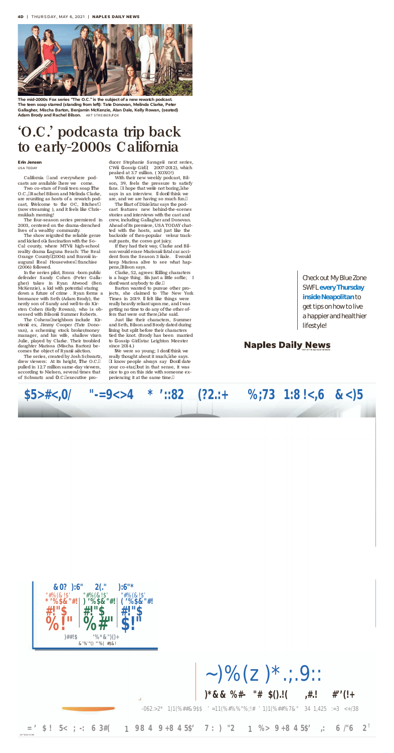The mid-2000s Fox series "The O.C." is the subject of a new rewatch podcast. The teen soap starred (standing from left): Tate Donovan, Melinda Clarke, Peter Gallagher, Mischa Barton, Benjamin McKenzie, Alan Dale, Kelly Rowan, (seated) Adam Brody and Rachel Bilson. ART STREIBER/FOX

# 'O.C.' podcasta trip back to early-2000s California

**Erin Jensen**
USA TODAY

California  and everywhere podcasts are available here we come.

Two co-stars of Foxs teen soap The O.C., Rachel Bilson and Melinda Clarke, are reuniting as hosts of a rewatch podcast, Welcome to the OC, Bitches! (now streaming ), and it feels like Chrismukkah morning!

The four-season series premiered in 2003, centered on the drama-drenched lives of a wealthy community.

The show reignited the reliable genre and kicked ofa fascination with the So-Cal county, where MTVs high-school reality drama Laguna Beach: The Real Orange County(2004) and Bravos inaugural Real Housewives franchise (2006) followed.

In the series pilot, Bronx -born public defender Sandy Cohen (Peter Gallagher) takes in Ryan Atwood (Ben McKenzie), a kid with potential staring down a future of crime . Ryan forms a bromance with Seth (Adam Brody), the nerdy son of Sandy and well-to-do Kirsten Cohen (Kelly Rowan), who is obsessed with Bilsons Summer Roberts.

The Cohens neighbors include Kirstens ex, Jimmy Cooper (Tate Donovan), a scheming stock broker/money manager, and his wife, shallow vixen Julie, played by Clarke. Their troubled daughter Marissa (Mischa Barton) becomes the object of Ryans aection.

The series, created by Josh Schwartz, drew viewers: At its height, The O.C. pulled in 12.7 million same-day viewers, according to Nielsen, several times that of Schwartz and O.C. executive producer Stephanie Savages next series, CWs Gossip Girl ( 2007-2012), which peaked at 3.7 million. ( XOXO!)

With their new weekly podcast, Bilson, 39, feels the pressure to satisfy fans. I hope that were not boring,she says in an interview. I dont think we are, and we are having so much fun.

The Hart of Dixiestar says the podcast features new behind-the-scenes stories and interviews with the cast and crew, including Gallagher and Donovan. Ahead of its premiere, USA TODAY chatted with the hosts, and just like the backside of then-popular velour tracksuit pants, the convo got juicy.

If they had their way, Clarke and Bilson would erase Marissas fatal car accident from the Season 3 finale. I would keep Marissa alive to see what happens,Bilson says.

Clarke, 52, agrees: Killing characters is a huge thing . Im just a little softie; I dont want anybody to die.

Barton wanted to pursue other projects, she claimed to The New York Times in 2019. I felt like things were really heavily reliant upon me, and I was getting no time to do any of the other offers that were out there,she said.

Just like their characters, Summer and Seth, Bilson and Brody dated during filming but split before their characters tied the knot. (Brody has been married to Gossip Girlstar Leighton Meester since 2014.)

We were so young; I dont think we really thought about it much,she says. I know people always say Dont date your co-star,but in that sense, it was nice to go on this ride with someone experiencing it at the same time.

Check out My Blue Zone SWFL **every Thursday inside Neapolitan** to get tips on how to live a happier and healthier lifestyle!

**Naples Daily News**